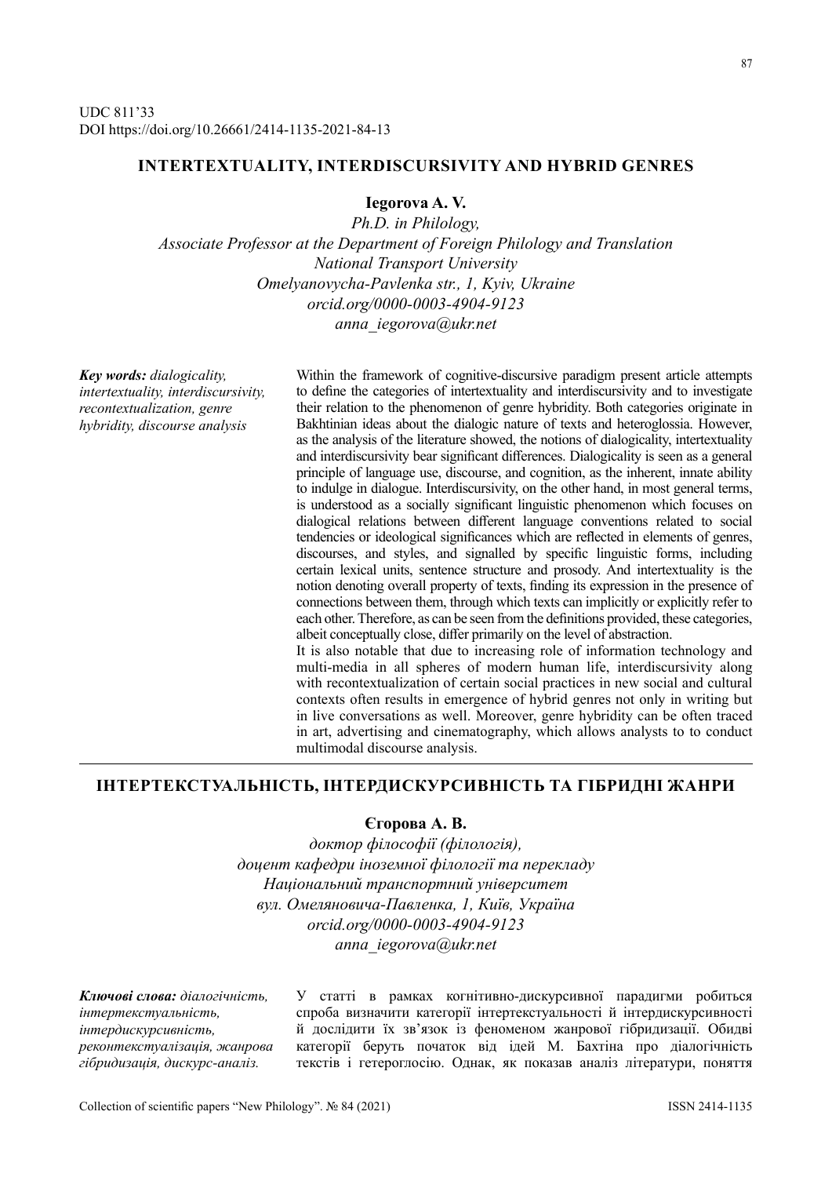UDC 811'33
DOI https://doi.org/10.26661/2414-1135-2021-84-13

# INTERTEXTUALITY, INTERDISCURSIVITY AND HYBRID GENRES

**Iegorova A. V.**

*Ph.D. in Philology,*
*Associate Professor at the Department of Foreign Philology and Translation*
*National Transport University*
*Omelyanovycha-Pavlenka str., 1, Kyiv, Ukraine*
*orcid.org/0000-0003-4904-9123*
*anna_iegorova@ukr.net*

***Key words:*** *dialogicality, intertextuality, interdiscursivity, recontextualization, genre hybridity, discourse analysis*

Within the framework of cognitive-discursive paradigm present article attempts to define the categories of intertextuality and interdiscursivity and to investigate their relation to the phenomenon of genre hybridity. Both categories originate in Bakhtinian ideas about the dialogic nature of texts and heteroglossia. However, as the analysis of the literature showed, the notions of dialogicality, intertextuality and interdiscursivity bear significant differences. Dialogicality is seen as a general principle of language use, discourse, and cognition, as the inherent, innate ability to indulge in dialogue. Interdiscursivity, on the other hand, in most general terms, is understood as a socially significant linguistic phenomenon which focuses on dialogical relations between different language conventions related to social tendencies or ideological significances which are reflected in elements of genres, discourses, and styles, and signalled by specific linguistic forms, including certain lexical units, sentence structure and prosody. And intertextuality is the notion denoting overall property of texts, finding its expression in the presence of connections between them, through which texts can implicitly or explicitly refer to each other. Therefore, as can be seen from the definitions provided, these categories, albeit conceptually close, differ primarily on the level of abstraction.

It is also notable that due to increasing role of information technology and multi-media in all spheres of modern human life, interdiscursivity along with recontextualization of certain social practices in new social and cultural contexts often results in emergence of hybrid genres not only in writing but in live conversations as well. Moreover, genre hybridity can be often traced in art, advertising and cinematography, which allows analysts to to conduct multimodal discourse analysis.

# ІНТЕРТЕКСТУАЛЬНІСТЬ, ІНТЕРДИСКУРСИВНІСТЬ ТА ГІБРИДНІ ЖАНРИ

**Єгорова А. В.**

*доктор філософії (філологія),*
*доцент кафедри іноземної філології та перекладу*
*Національний транспортний університет*
*вул. Омеляновича-Павленка, 1, Київ, Україна*
*orcid.org/0000-0003-4904-9123*
*anna_iegorova@ukr.net*

***Ключові слова:*** *діалогічність, інтертекстуальність, інтердискурсивність, реконтекстуалізація, жанрова гібридизація, дискурс-аналіз.*

У статті в рамках когнітивно-дискурсивної парадигми робиться спроба визначити категорії інтертекстуальності й інтердискурсивності й дослідити їх зв'язок із феноменом жанрової гібридизації. Обидві категорії беруть початок від ідей М. Бахтіна про діалогічність текстів і гетероглосію. Однак, як показав аналіз літератури, поняття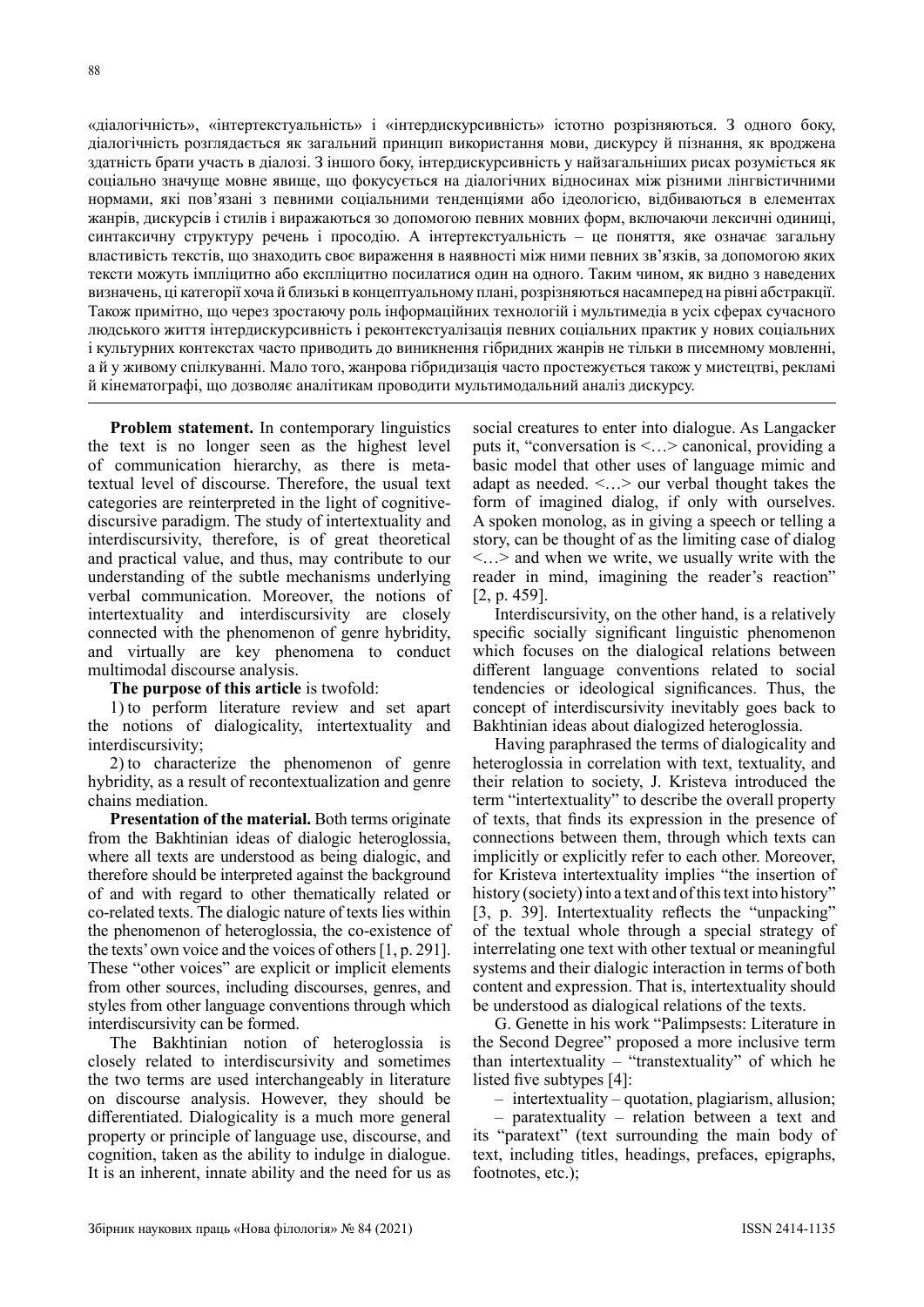«діалогічність», «інтертекстуальність» і «інтердискурсивність» істотно розрізняються. З одного боку, діалогічність розглядається як загальний принцип використання мови, дискурсу й пізнання, як вроджена здатність брати участь в діалозі. З іншого боку, інтердискурсивність у найзагальніших рисах розуміється як соціально значуще мовне явище, що фокусується на діалогічних відносинах між різними лінгвістичними нормами, які пов'язані з певними соціальними тенденціями або ідеологією, відбиваються в елементах жанрів, дискурсів і стилів і виражаються за допомогою певних мовних форм, включаючи лексичні одиниці, синтаксичну структуру речень і просодію. А інтертекстуальність – це поняття, яке означає загальну властивість текстів, що знаходить своє вираження в наявності між ними певних зв'язків, за допомогою яких тексти можуть імпліцитно або експліцитно посилатися один на одного. Таким чином, як видно з наведених визначень, ці категорії хоча й близькі в концептуальному плані, розрізняються насамперед на рівні абстракції. Також примітно, що через зростаючу роль інформаційних технологій і мультимедіа в усіх сферах сучасного людського життя інтердискурсивність і реконтекстуалізація певних соціальних практик у нових соціальних і культурних контекстах часто призводить до виникнення гібридних жанрів не тільки в писемному мовленні, а й у живому спілкуванні. Мало того, жанрова гібридизація часто простежується також у мистецтві, рекламі й кінематографі, що дозволяє аналітикам проводити мультимодальний аналіз дискурсу.

---

**Problem statement.** In contemporary linguistics the text is no longer seen as the highest level of communication hierarchy, as there is metatextual level of discourse. Therefore, the usual text categories are reinterpreted in the light of cognitive-discursive paradigm. The study of intertextuality and interdiscursivity, therefore, is of great theoretical and practical value, and thus, may contribute to our understanding of the subtle mechanisms underlying verbal communication. Moreover, the notions of intertextuality and interdiscursivity are closely connected with the phenomenon of genre hybridity, and virtually are key phenomena to conduct multimodal discourse analysis.

**The purpose of this article** is twofold:

1) to perform literature review and set apart the notions of dialogicality, intertextuality and interdiscursivity;

2) to characterize the phenomenon of genre hybridity, as a result of recontextualization and genre chains mediation.

**Presentation of the material.** Both terms originate from the Bakhtinian ideas of dialogic heteroglossia, where all texts are understood as being dialogic, and therefore should be interpreted against the background of and with regard to other thematically related or co-related texts. The dialogic nature of texts lies within the phenomenon of heteroglossia, the co-existence of the texts' own voice and the voices of others [1, p. 291]. These "other voices" are explicit or implicit elements from other sources, including discourses, genres, and styles from other language conventions through which interdiscursivity can be formed.

The Bakhtinian notion of heteroglossia is closely related to interdiscursivity and sometimes the two terms are used interchangeably in literature on discourse analysis. However, they should be differentiated. Dialogicality is a much more general property or principle of language use, discourse, and cognition, taken as the ability to indulge in dialogue. It is an inherent, innate ability and the need for us as social creatures to enter into dialogue. As Langacker puts it, "conversation is <…> canonical, providing a basic model that other uses of language mimic and adapt as needed. <…> our verbal thought takes the form of imagined dialog, if only with ourselves. A spoken monolog, as in giving a speech or telling a story, can be thought of as the limiting case of dialog <…> and when we write, we usually write with the reader in mind, imagining the reader's reaction" [2, p. 459].

Interdiscursivity, on the other hand, is a relatively specific socially significant linguistic phenomenon which focuses on the dialogical relations between different language conventions related to social tendencies or ideological significances. Thus, the concept of interdiscursivity inevitably goes back to Bakhtinian ideas about dialogized heteroglossia.

Having paraphrased the terms of dialogicality and heteroglossia in correlation with text, textuality, and their relation to society, J. Kristeva introduced the term "intertextuality" to describe the overall property of texts, that finds its expression in the presence of connections between them, through which texts can implicitly or explicitly refer to each other. Moreover, for Kristeva intertextuality implies "the insertion of history (society) into a text and of this text into history" [3, p. 39]. Intertextuality reflects the "unpacking" of the textual whole through a special strategy of interrelating one text with other textual or meaningful systems and their dialogic interaction in terms of both content and expression. That is, intertextuality should be understood as dialogical relations of the texts.

G. Genette in his work "Palimpsests: Literature in the Second Degree" proposed a more inclusive term than intertextuality – "transtextuality" of which he listed five subtypes [4]:

– intertextuality – quotation, plagiarism, allusion;

– paratextuality – relation between a text and its "paratext" (text surrounding the main body of text, including titles, headings, prefaces, epigraphs, footnotes, etc.);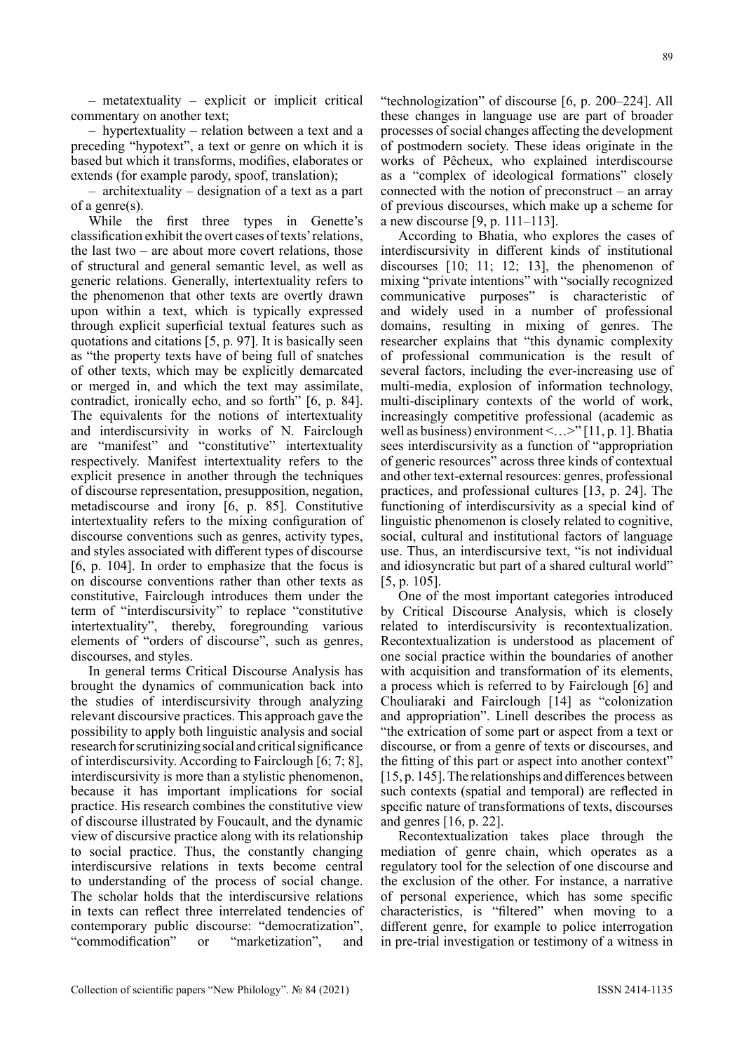– metatextuality – explicit or implicit critical commentary on another text;

– hypertextuality – relation between a text and a preceding "hypotext", a text or genre on which it is based but which it transforms, modifies, elaborates or extends (for example parody, spoof, translation);

– architextuality – designation of a text as a part of a genre(s).

While the first three types in Genette's classification exhibit the overt cases of texts' relations, the last two – are about more covert relations, those of structural and general semantic level, as well as generic relations. Generally, intertextuality refers to the phenomenon that other texts are overtly drawn upon within a text, which is typically expressed through explicit superficial textual features such as quotations and citations [5, p. 97]. It is basically seen as "the property texts have of being full of snatches of other texts, which may be explicitly demarcated or merged in, and which the text may assimilate, contradict, ironically echo, and so forth" [6, p. 84]. The equivalents for the notions of intertextuality and interdiscursivity in works of N. Fairclough are "manifest" and "constitutive" intertextuality respectively. Manifest intertextuality refers to the explicit presence in another through the techniques of discourse representation, presupposition, negation, metadiscourse and irony [6, p. 85]. Constitutive intertextuality refers to the mixing configuration of discourse conventions such as genres, activity types, and styles associated with different types of discourse [6, p. 104]. In order to emphasize that the focus is on discourse conventions rather than other texts as constitutive, Fairclough introduces them under the term of "interdiscursivity" to replace "constitutive intertextuality", thereby, foregrounding various elements of "orders of discourse", such as genres, discourses, and styles.

In general terms Critical Discourse Analysis has brought the dynamics of communication back into the studies of interdiscursivity through analyzing relevant discursive practices. This approach gave the possibility to apply both linguistic analysis and social research for scrutinizing social and critical significance of interdiscursivity. According to Fairclough [6; 7; 8], interdiscursivity is more than a stylistic phenomenon, because it has important implications for social practice. His research combines the constitutive view of discourse illustrated by Foucault, and the dynamic view of discursive practice along with its relationship to social practice. Thus, the constantly changing interdiscursive relations in texts become central to understanding of the process of social change. The scholar holds that the interdiscursive relations in texts can reflect three interrelated tendencies of contemporary public discourse: "democratization", "commodification" or "marketization", and "technologization" of discourse [6, p. 200–224]. All these changes in language use are part of broader processes of social changes affecting the development of postmodern society. These ideas originate in the works of Pêcheux, who explained interdiscourse as a "complex of ideological formations" closely connected with the notion of preconstruct – an array of previous discourses, which make up a scheme for a new discourse [9, p. 111–113].

According to Bhatia, who explores the cases of interdiscursivity in different kinds of institutional discourses [10; 11; 12; 13], the phenomenon of mixing "private intentions" with "socially recognized communicative purposes" is characteristic of and widely used in a number of professional domains, resulting in mixing of genres. The researcher explains that "this dynamic complexity of professional communication is the result of several factors, including the ever-increasing use of multi-media, explosion of information technology, multi-disciplinary contexts of the world of work, increasingly competitive professional (academic as well as business) environment <…>" [11, p. 1]. Bhatia sees interdiscursivity as a function of "appropriation of generic resources" across three kinds of contextual and other text-external resources: genres, professional practices, and professional cultures [13, p. 24]. The functioning of interdiscursivity as a special kind of linguistic phenomenon is closely related to cognitive, social, cultural and institutional factors of language use. Thus, an interdiscursive text, "is not individual and idiosyncratic but part of a shared cultural world" [5, p. 105].

One of the most important categories introduced by Critical Discourse Analysis, which is closely related to interdiscursivity is recontextualization. Recontextualization is understood as placement of one social practice within the boundaries of another with acquisition and transformation of its elements, a process which is referred to by Fairclough [6] and Chouliaraki and Fairclough [14] as "colonization and appropriation". Linell describes the process as "the extrication of some part or aspect from a text or discourse, or from a genre of texts or discourses, and the fitting of this part or aspect into another context" [15, p. 145]. The relationships and differences between such contexts (spatial and temporal) are reflected in specific nature of transformations of texts, discourses and genres [16, p. 22].

Recontextualization takes place through the mediation of genre chain, which operates as a regulatory tool for the selection of one discourse and the exclusion of the other. For instance, a narrative of personal experience, which has some specific characteristics, is "filtered" when moving to a different genre, for example to police interrogation in pre-trial investigation or testimony of a witness in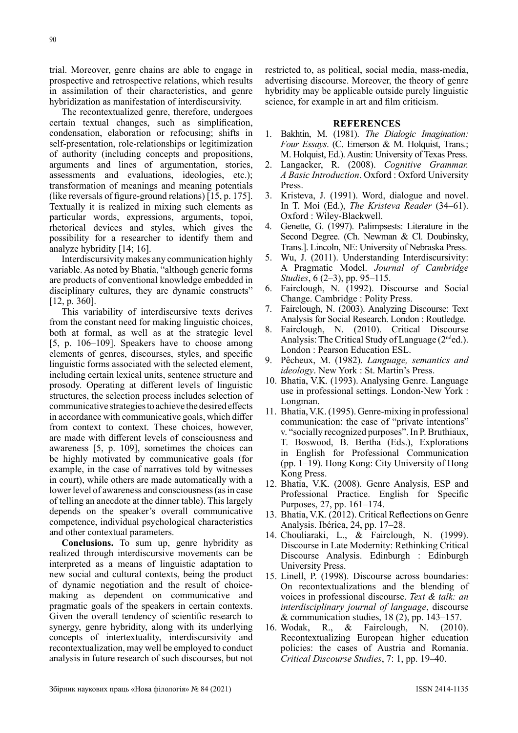trial. Moreover, genre chains are able to engage in prospective and retrospective relations, which results in assimilation of their characteristics, and genre hybridization as manifestation of interdiscursivity.

The recontextualized genre, therefore, undergoes certain textual changes, such as simplification, condensation, elaboration or refocusing; shifts in self-presentation, role-relationships or legitimization of authority (including concepts and propositions, arguments and lines of argumentation, stories, assessments and evaluations, ideologies, etc.); transformation of meanings and meaning potentials (like reversals of figure-ground relations) [15, p. 175]. Textually it is realized in mixing such elements as particular words, expressions, arguments, topoi, rhetorical devices and styles, which gives the possibility for a researcher to identify them and analyze hybridity [14; 16].

Interdiscursivity makes any communication highly variable. As noted by Bhatia, "although generic forms are products of conventional knowledge embedded in disciplinary cultures, they are dynamic constructs" [12, p. 360].

This variability of interdiscursive texts derives from the constant need for making linguistic choices, both at formal, as well as at the strategic level [5, p. 106–109]. Speakers have to choose among elements of genres, discourses, styles, and specific linguistic forms associated with the selected element, including certain lexical units, sentence structure and prosody. Operating at different levels of linguistic structures, the selection process includes selection of communicative strategies to achieve the desired effects in accordance with communicative goals, which differ from context to context. These choices, however, are made with different levels of consciousness and awareness [5, p. 109], sometimes the choices can be highly motivated by communicative goals (for example, in the case of narratives told by witnesses in court), while others are made automatically with a lower level of awareness and consciousness (as in case of telling an anecdote at the dinner table). This largely depends on the speaker's overall communicative competence, individual psychological characteristics and other contextual parameters.

**Conclusions.** To sum up, genre hybridity as realized through interdiscursive movements can be interpreted as a means of linguistic adaptation to new social and cultural contexts, being the product of dynamic negotiation and the result of choice-making as dependent on communicative and pragmatic goals of the speakers in certain contexts. Given the overall tendency of scientific research to synergy, genre hybridity, along with its underlying concepts of intertextuality, interdiscursivity and recontextualization, may well be employed to conduct analysis in future research of such discourses, but not restricted to, as political, social media, mass-media, advertising discourse. Moreover, the theory of genre hybridity may be applicable outside purely linguistic science, for example in art and film criticism.

## REFERENCES

1. Bakhtin, M. (1981). *The Dialogic Imagination: Four Essays*. (C. Emerson & M. Holquist, Trans.; M. Holquist, Ed.). Austin: University of Texas Press.
2. Langacker, R. (2008). *Cognitive Grammar. A Basic Introduction*. Oxford : Oxford University Press.
3. Kristeva, J. (1991). Word, dialogue and novel. In T. Moi (Ed.), *The Kristeva Reader* (34–61). Oxford : Wiley-Blackwell.
4. Genette, G. (1997). Palimpsests: Literature in the Second Degree. (Ch. Newman & Cl. Doubinsky, Trans.]. Lincoln, NE: University of Nebraska Press.
5. Wu, J. (2011). Understanding Interdiscursivity: A Pragmatic Model. *Journal of Cambridge Studies*, 6 (2–3), pp. 95–115.
6. Fairclough, N. (1992). Discourse and Social Change. Cambridge : Polity Press.
7. Fairclough, N. (2003). Analyzing Discourse: Text Analysis for Social Research. London : Routledge.
8. Fairclough, N. (2010). Critical Discourse Analysis: The Critical Study of Language (2nd ed.). London : Pearson Education ESL.
9. Pêcheux, M. (1982). *Language, semantics and ideology*. New York : St. Martin's Press.
10. Bhatia, V.K. (1993). Analysing Genre. Language use in professional settings. London-New York : Longman.
11. Bhatia, V.K. (1995). Genre-mixing in professional communication: the case of "private intentions" v. "socially recognized purposes". In P. Bruthiaux, T. Boswood, B. Bertha (Eds.), Explorations in English for Professional Communication (pp. 1–19). Hong Kong: City University of Hong Kong Press.
12. Bhatia, V.K. (2008). Genre Analysis, ESP and Professional Practice. English for Specific Purposes, 27, pp. 161–174.
13. Bhatia, V.K. (2012). Critical Reflections on Genre Analysis. Ibérica, 24, pp. 17–28.
14. Chouliaraki, L., & Fairclough, N. (1999). Discourse in Late Modernity: Rethinking Critical Discourse Analysis. Edinburgh : Edinburgh University Press.
15. Linell, P. (1998). Discourse across boundaries: On recontextualizations and the blending of voices in professional discourse. *Text & talk: an interdisciplinary journal of language*, discourse & communication studies, 18 (2), pp. 143–157.
16. Wodak, R., & Fairclough, N. (2010). Recontextualizing European higher education policies: the cases of Austria and Romania. *Critical Discourse Studies*, 7: 1, pp. 19–40.